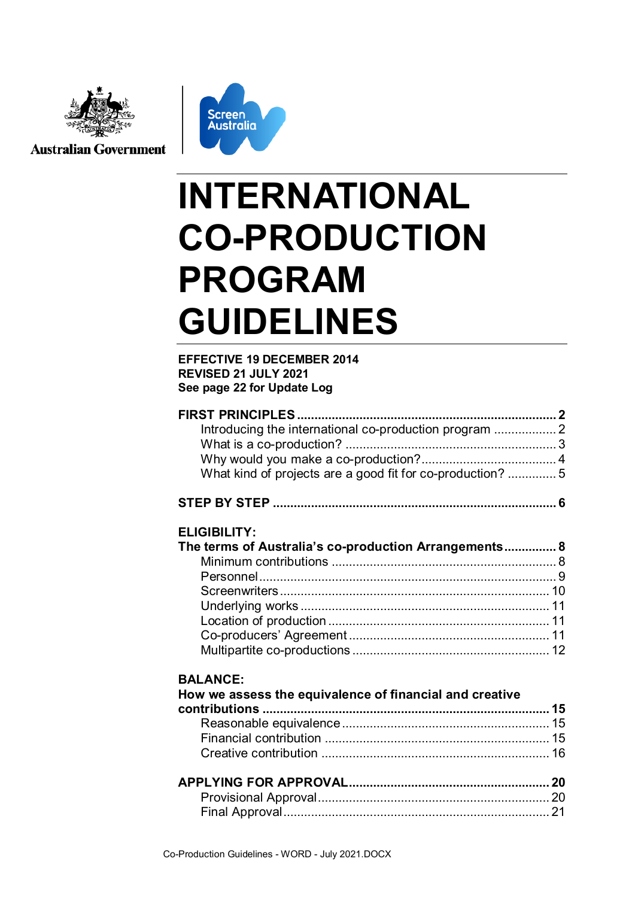Australian Government

Screen Australia

# INTERNATIONAL CO-PRODUCTION PROGRAM GUIDELINES

**EFFECTIVE 19 DECEMBER 2014**
**REVISED 21 JULY 2021**
**See page 22 for Update Log**

**FIRST PRINCIPLES .......... 2**
- Introducing the international co-production program .......... 2
- What is a co-production? .......... 3
- Why would you make a co-production? .......... 4
- What kind of projects are a good fit for co-production? .......... 5

**STEP BY STEP .......... 6**

**ELIGIBILITY:**
**The terms of Australia's co-production Arrangements .......... 8**
- Minimum contributions .......... 8
- Personnel .......... 9
- Screenwriters .......... 10
- Underlying works .......... 11
- Location of production .......... 11
- Co-producers' Agreement .......... 11
- Multipartite co-productions .......... 12

**BALANCE:**
**How we assess the equivalence of financial and creative contributions .......... 15**
- Reasonable equivalence .......... 15
- Financial contribution .......... 15
- Creative contribution .......... 16

**APPLYING FOR APPROVAL .......... 20**
- Provisional Approval .......... 20
- Final Approval .......... 21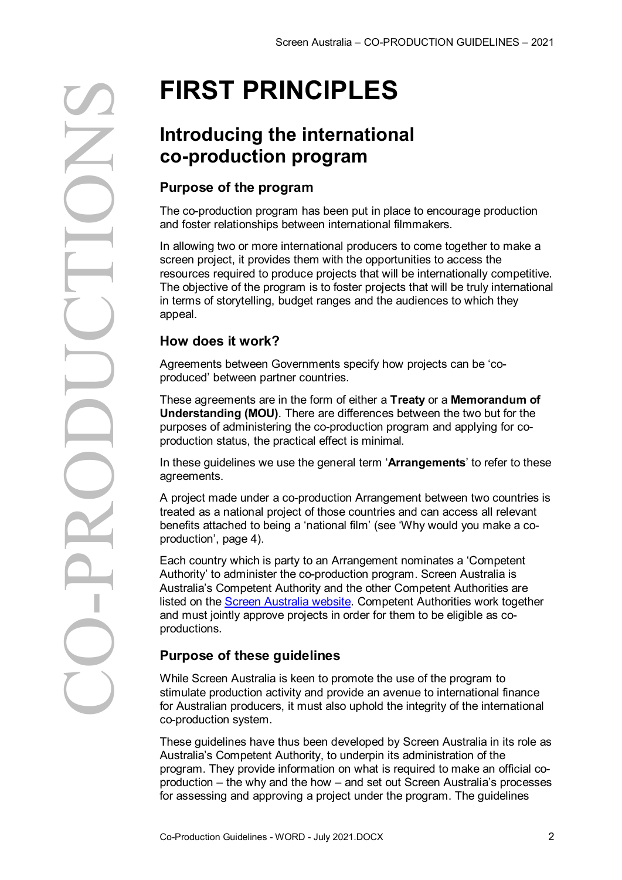# FIRST PRINCIPLES

## Introducing the international co-production program

### Purpose of the program

The co-production program has been put in place to encourage production and foster relationships between international filmmakers.

In allowing two or more international producers to come together to make a screen project, it provides them with the opportunities to access the resources required to produce projects that will be internationally competitive. The objective of the program is to foster projects that will be truly international in terms of storytelling, budget ranges and the audiences to which they appeal.

### How does it work?

Agreements between Governments specify how projects can be 'co-produced' between partner countries.

These agreements are in the form of either a **Treaty** or a **Memorandum of Understanding (MOU)**. There are differences between the two but for the purposes of administering the co-production program and applying for co-production status, the practical effect is minimal.

In these guidelines we use the general term '**Arrangements**' to refer to these agreements.

A project made under a co-production Arrangement between two countries is treated as a national project of those countries and can access all relevant benefits attached to being a 'national film' (see 'Why would you make a co-production', page 4).

Each country which is party to an Arrangement nominates a 'Competent Authority' to administer the co-production program. Screen Australia is Australia's Competent Authority and the other Competent Authorities are listed on the [Screen Australia website](). Competent Authorities work together and must jointly approve projects in order for them to be eligible as co-productions.

### Purpose of these guidelines

While Screen Australia is keen to promote the use of the program to stimulate production activity and provide an avenue to international finance for Australian producers, it must also uphold the integrity of the international co-production system.

These guidelines have thus been developed by Screen Australia in its role as Australia's Competent Authority, to underpin its administration of the program. They provide information on what is required to make an official co-production – the why and the how – and set out Screen Australia's processes for assessing and approving a project under the program. The guidelines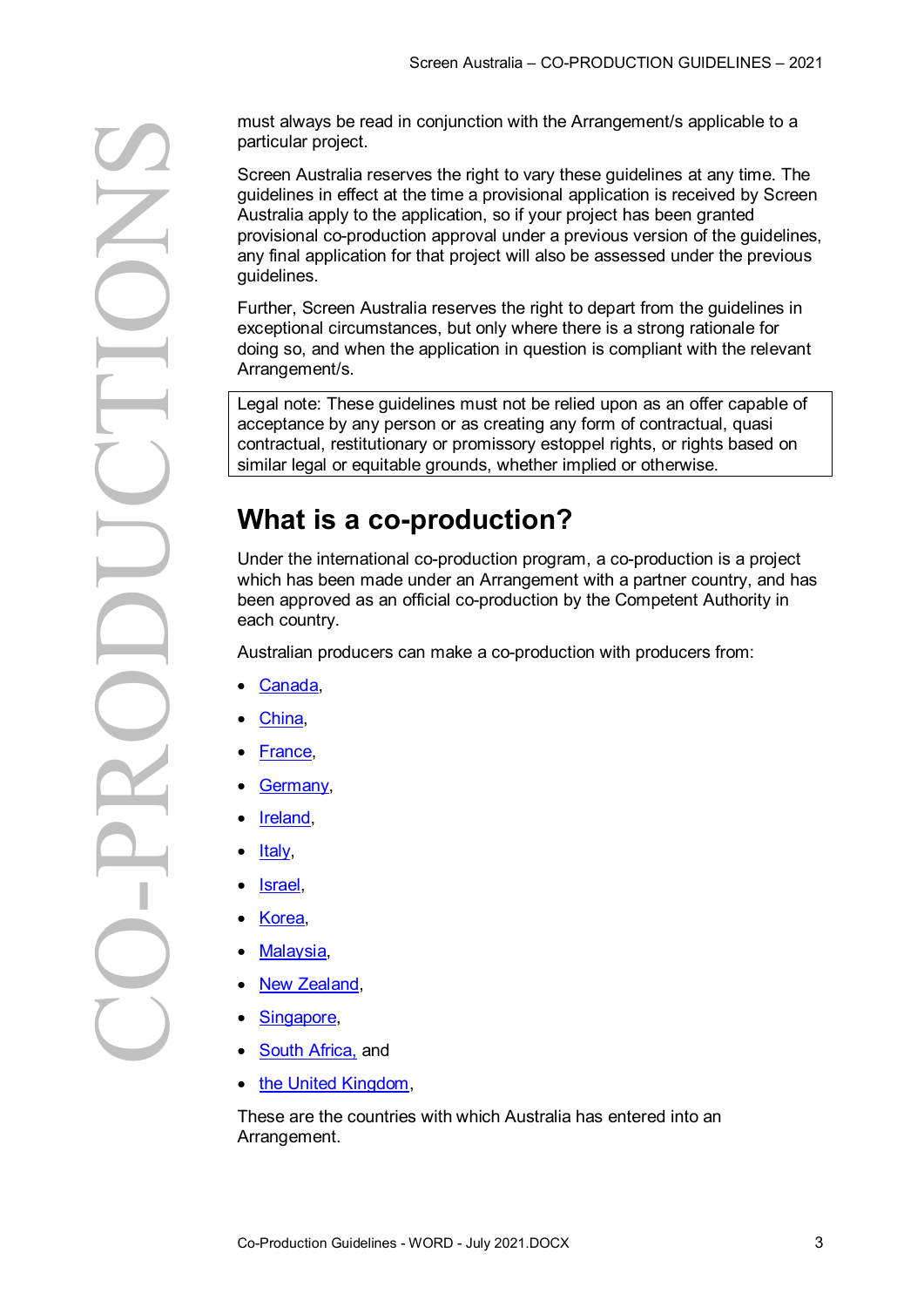must always be read in conjunction with the Arrangement/s applicable to a particular project.

Screen Australia reserves the right to vary these guidelines at any time. The guidelines in effect at the time a provisional application is received by Screen Australia apply to the application, so if your project has been granted provisional co-production approval under a previous version of the guidelines, any final application for that project will also be assessed under the previous guidelines.

Further, Screen Australia reserves the right to depart from the guidelines in exceptional circumstances, but only where there is a strong rationale for doing so, and when the application in question is compliant with the relevant Arrangement/s.

Legal note: These guidelines must not be relied upon as an offer capable of acceptance by any person or as creating any form of contractual, quasi contractual, restitutionary or promissory estoppel rights, or rights based on similar legal or equitable grounds, whether implied or otherwise.

## What is a co-production?

Under the international co-production program, a co-production is a project which has been made under an Arrangement with a partner country, and has been approved as an official co-production by the Competent Authority in each country.

Australian producers can make a co-production with producers from:

- Canada,
- China,
- France,
- Germany,
- Ireland,
- Italy,
- Israel,
- Korea,
- Malaysia,
- New Zealand,
- Singapore,
- South Africa, and
- the United Kingdom,

These are the countries with which Australia has entered into an Arrangement.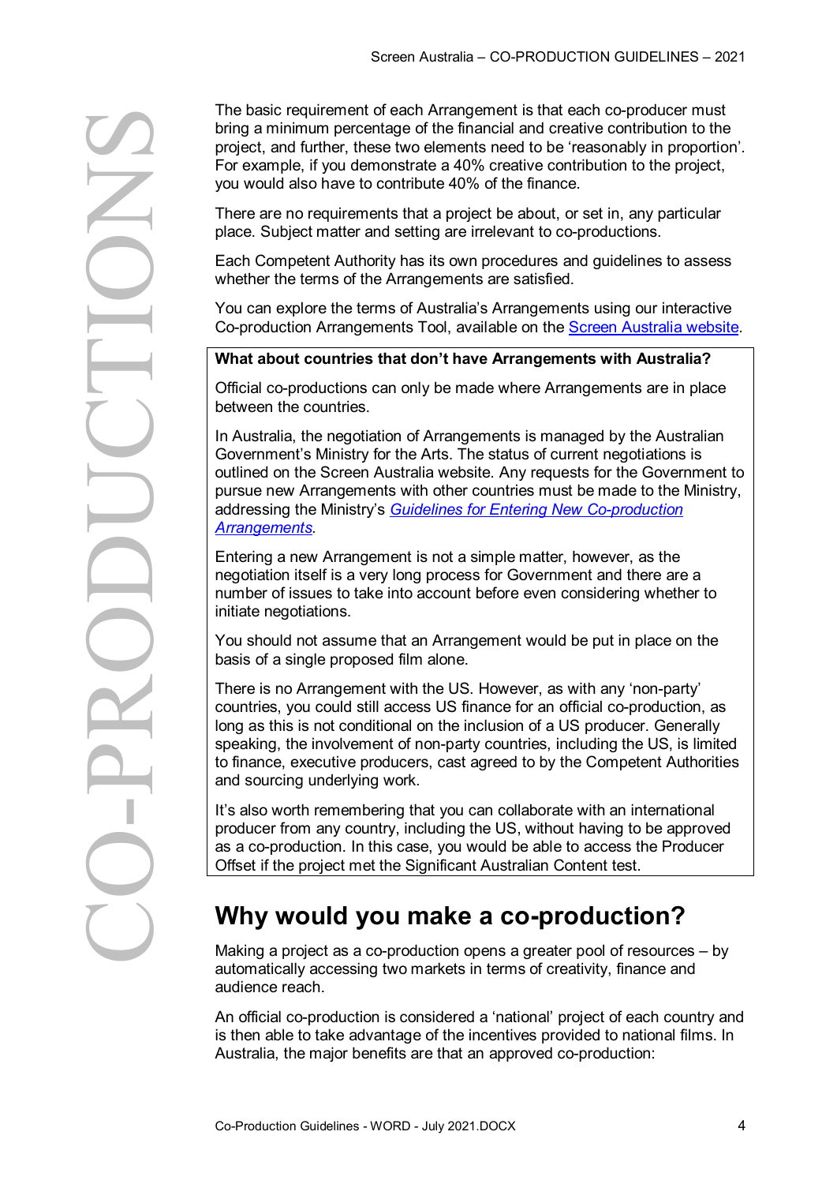The basic requirement of each Arrangement is that each co-producer must bring a minimum percentage of the financial and creative contribution to the project, and further, these two elements need to be 'reasonably in proportion'. For example, if you demonstrate a 40% creative contribution to the project, you would also have to contribute 40% of the finance.

There are no requirements that a project be about, or set in, any particular place. Subject matter and setting are irrelevant to co-productions.

Each Competent Authority has its own procedures and guidelines to assess whether the terms of the Arrangements are satisfied.

You can explore the terms of Australia's Arrangements using our interactive Co-production Arrangements Tool, available on the Screen Australia website.

**What about countries that don't have Arrangements with Australia?**

Official co-productions can only be made where Arrangements are in place between the countries.

In Australia, the negotiation of Arrangements is managed by the Australian Government's Ministry for the Arts. The status of current negotiations is outlined on the Screen Australia website. Any requests for the Government to pursue new Arrangements with other countries must be made to the Ministry, addressing the Ministry's *Guidelines for Entering New Co-production Arrangements*.

Entering a new Arrangement is not a simple matter, however, as the negotiation itself is a very long process for Government and there are a number of issues to take into account before even considering whether to initiate negotiations.

You should not assume that an Arrangement would be put in place on the basis of a single proposed film alone.

There is no Arrangement with the US. However, as with any 'non-party' countries, you could still access US finance for an official co-production, as long as this is not conditional on the inclusion of a US producer. Generally speaking, the involvement of non-party countries, including the US, is limited to finance, executive producers, cast agreed to by the Competent Authorities and sourcing underlying work.

It's also worth remembering that you can collaborate with an international producer from any country, including the US, without having to be approved as a co-production. In this case, you would be able to access the Producer Offset if the project met the Significant Australian Content test.

## Why would you make a co-production?

Making a project as a co-production opens a greater pool of resources – by automatically accessing two markets in terms of creativity, finance and audience reach.

An official co-production is considered a 'national' project of each country and is then able to take advantage of the incentives provided to national films. In Australia, the major benefits are that an approved co-production: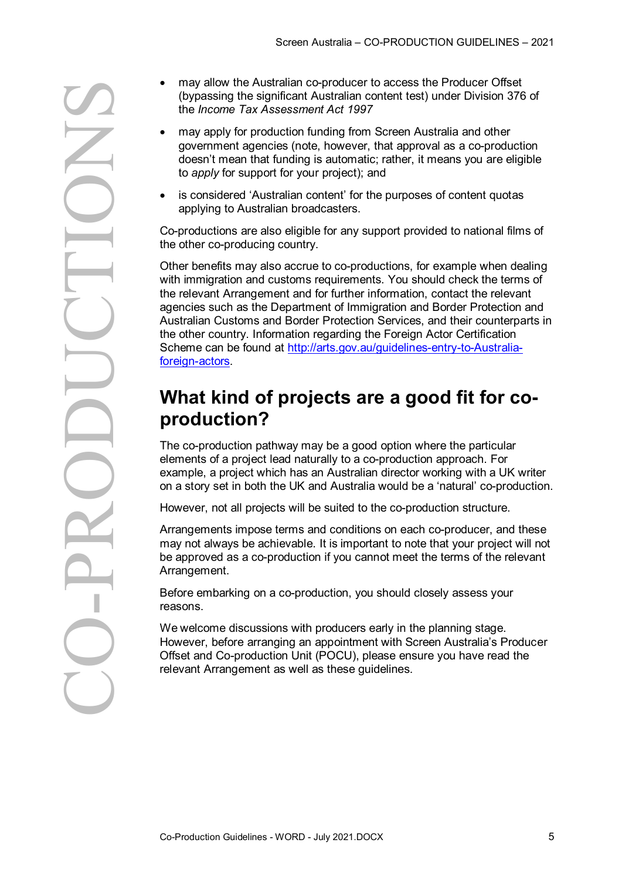- may allow the Australian co-producer to access the Producer Offset (bypassing the significant Australian content test) under Division 376 of the *Income Tax Assessment Act 1997*
- may apply for production funding from Screen Australia and other government agencies (note, however, that approval as a co-production doesn't mean that funding is automatic; rather, it means you are eligible to *apply* for support for your project); and
- is considered 'Australian content' for the purposes of content quotas applying to Australian broadcasters.

Co-productions are also eligible for any support provided to national films of the other co-producing country.

Other benefits may also accrue to co-productions, for example when dealing with immigration and customs requirements. You should check the terms of the relevant Arrangement and for further information, contact the relevant agencies such as the Department of Immigration and Border Protection and Australian Customs and Border Protection Services, and their counterparts in the other country. Information regarding the Foreign Actor Certification Scheme can be found at [http://arts.gov.au/guidelines-entry-to-Australia-foreign-actors](http://arts.gov.au/guidelines-entry-to-Australia-foreign-actors).

## What kind of projects are a good fit for co-production?

The co-production pathway may be a good option where the particular elements of a project lead naturally to a co-production approach. For example, a project which has an Australian director working with a UK writer on a story set in both the UK and Australia would be a 'natural' co-production.

However, not all projects will be suited to the co-production structure.

Arrangements impose terms and conditions on each co-producer, and these may not always be achievable. It is important to note that your project will not be approved as a co-production if you cannot meet the terms of the relevant Arrangement.

Before embarking on a co-production, you should closely assess your reasons.

We welcome discussions with producers early in the planning stage. However, before arranging an appointment with Screen Australia's Producer Offset and Co-production Unit (POCU), please ensure you have read the relevant Arrangement as well as these guidelines.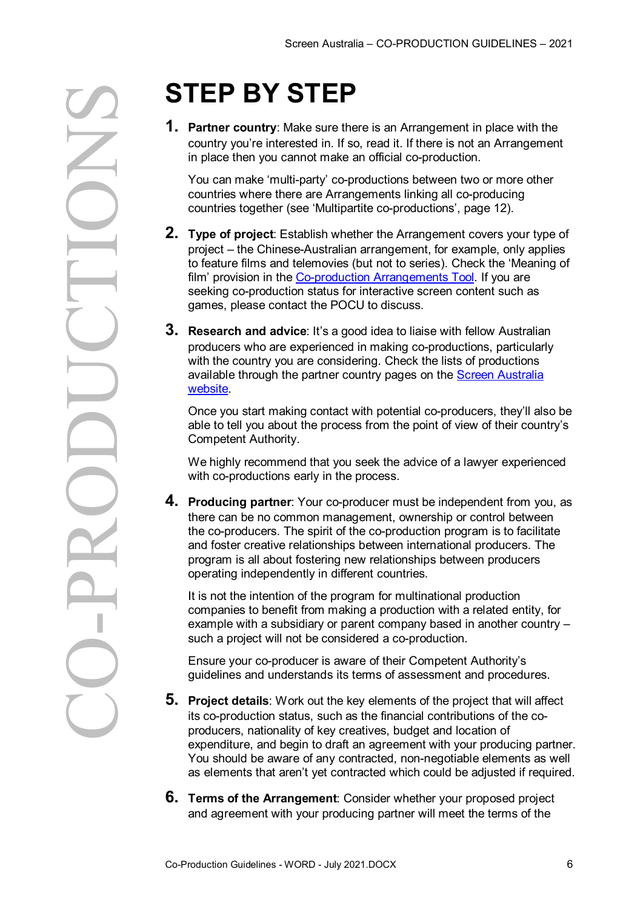# STEP BY STEP

1. **Partner country**: Make sure there is an Arrangement in place with the country you're interested in. If so, read it. If there is not an Arrangement in place then you cannot make an official co-production.

   You can make 'multi-party' co-productions between two or more other countries where there are Arrangements linking all co-producing countries together (see 'Multipartite co-productions', page 12).

2. **Type of project**: Establish whether the Arrangement covers your type of project – the Chinese-Australian arrangement, for example, only applies to feature films and telemovies (but not to series). Check the 'Meaning of film' provision in the Co-production Arrangements Tool. If you are seeking co-production status for interactive screen content such as games, please contact the POCU to discuss.

3. **Research and advice**: It's a good idea to liaise with fellow Australian producers who are experienced in making co-productions, particularly with the country you are considering. Check the lists of productions available through the partner country pages on the Screen Australia website.

   Once you start making contact with potential co-producers, they'll also be able to tell you about the process from the point of view of their country's Competent Authority.

   We highly recommend that you seek the advice of a lawyer experienced with co-productions early in the process.

4. **Producing partner**: Your co-producer must be independent from you, as there can be no common management, ownership or control between the co-producers. The spirit of the co-production program is to facilitate and foster creative relationships between international producers. The program is all about fostering new relationships between producers operating independently in different countries.

   It is not the intention of the program for multinational production companies to benefit from making a production with a related entity, for example with a subsidiary or parent company based in another country – such a project will not be considered a co-production.

   Ensure your co-producer is aware of their Competent Authority's guidelines and understands its terms of assessment and procedures.

5. **Project details**: Work out the key elements of the project that will affect its co-production status, such as the financial contributions of the co-producers, nationality of key creatives, budget and location of expenditure, and begin to draft an agreement with your producing partner. You should be aware of any contracted, non-negotiable elements as well as elements that aren't yet contracted which could be adjusted if required.

6. **Terms of the Arrangement**: Consider whether your proposed project and agreement with your producing partner will meet the terms of the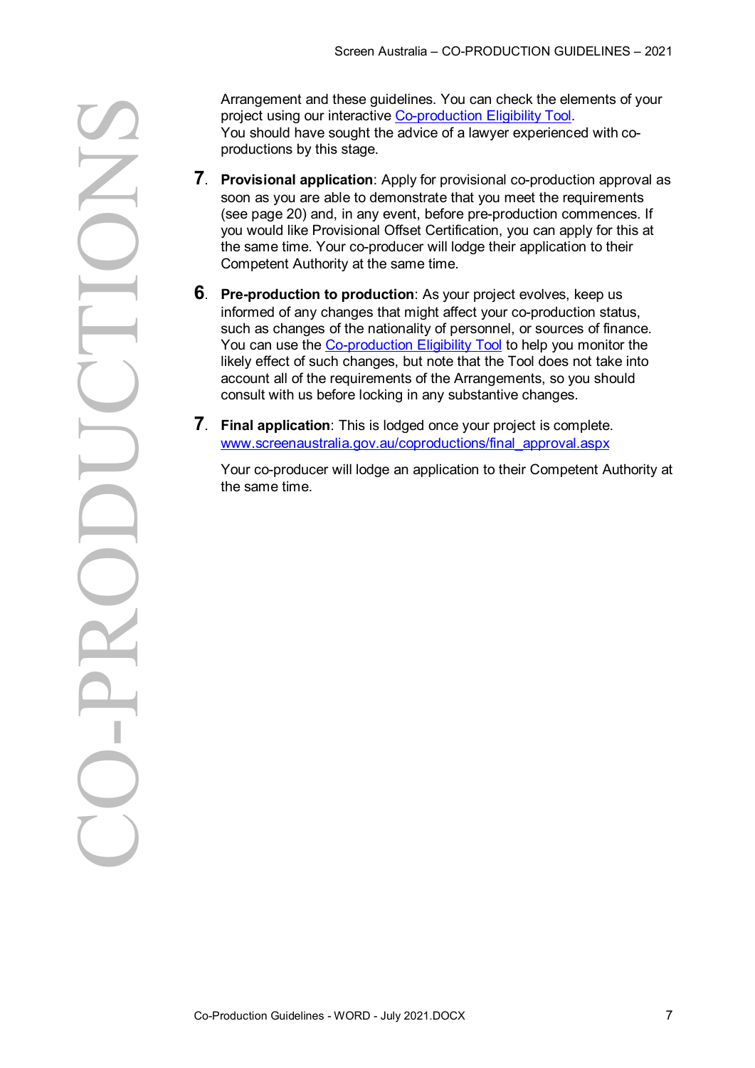Arrangement and these guidelines. You can check the elements of your project using our interactive Co-production Eligibility Tool.
You should have sought the advice of a lawyer experienced with co-productions by this stage.

**7**. **Provisional application**: Apply for provisional co-production approval as soon as you are able to demonstrate that you meet the requirements (see page 20) and, in any event, before pre-production commences. If you would like Provisional Offset Certification, you can apply for this at the same time. Your co-producer will lodge their application to their Competent Authority at the same time.

**6**. **Pre-production to production**: As your project evolves, keep us informed of any changes that might affect your co-production status, such as changes of the nationality of personnel, or sources of finance. You can use the Co-production Eligibility Tool to help you monitor the likely effect of such changes, but note that the Tool does not take into account all of the requirements of the Arrangements, so you should consult with us before locking in any substantive changes.

**7**. **Final application**: This is lodged once your project is complete. www.screenaustralia.gov.au/coproductions/final_approval.aspx

Your co-producer will lodge an application to their Competent Authority at the same time.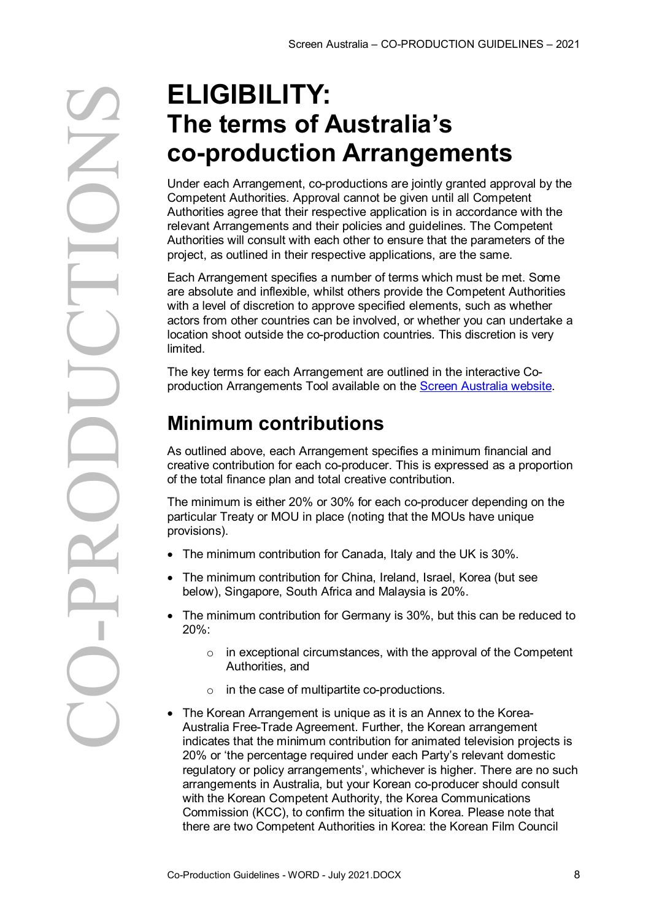# ELIGIBILITY: The terms of Australia's co-production Arrangements

Under each Arrangement, co-productions are jointly granted approval by the Competent Authorities. Approval cannot be given until all Competent Authorities agree that their respective application is in accordance with the relevant Arrangements and their policies and guidelines. The Competent Authorities will consult with each other to ensure that the parameters of the project, as outlined in their respective applications, are the same.

Each Arrangement specifies a number of terms which must be met. Some are absolute and inflexible, whilst others provide the Competent Authorities with a level of discretion to approve specified elements, such as whether actors from other countries can be involved, or whether you can undertake a location shoot outside the co-production countries. This discretion is very limited.

The key terms for each Arrangement are outlined in the interactive Co-production Arrangements Tool available on the Screen Australia website.

## Minimum contributions

As outlined above, each Arrangement specifies a minimum financial and creative contribution for each co-producer. This is expressed as a proportion of the total finance plan and total creative contribution.

The minimum is either 20% or 30% for each co-producer depending on the particular Treaty or MOU in place (noting that the MOUs have unique provisions).

- The minimum contribution for Canada, Italy and the UK is 30%.
- The minimum contribution for China, Ireland, Israel, Korea (but see below), Singapore, South Africa and Malaysia is 20%.
- The minimum contribution for Germany is 30%, but this can be reduced to 20%:
  - in exceptional circumstances, with the approval of the Competent Authorities, and
  - in the case of multipartite co-productions.
- The Korean Arrangement is unique as it is an Annex to the Korea-Australia Free-Trade Agreement. Further, the Korean arrangement indicates that the minimum contribution for animated television projects is 20% or 'the percentage required under each Party's relevant domestic regulatory or policy arrangements', whichever is higher. There are no such arrangements in Australia, but your Korean co-producer should consult with the Korean Competent Authority, the Korea Communications Commission (KCC), to confirm the situation in Korea. Please note that there are two Competent Authorities in Korea: the Korean Film Council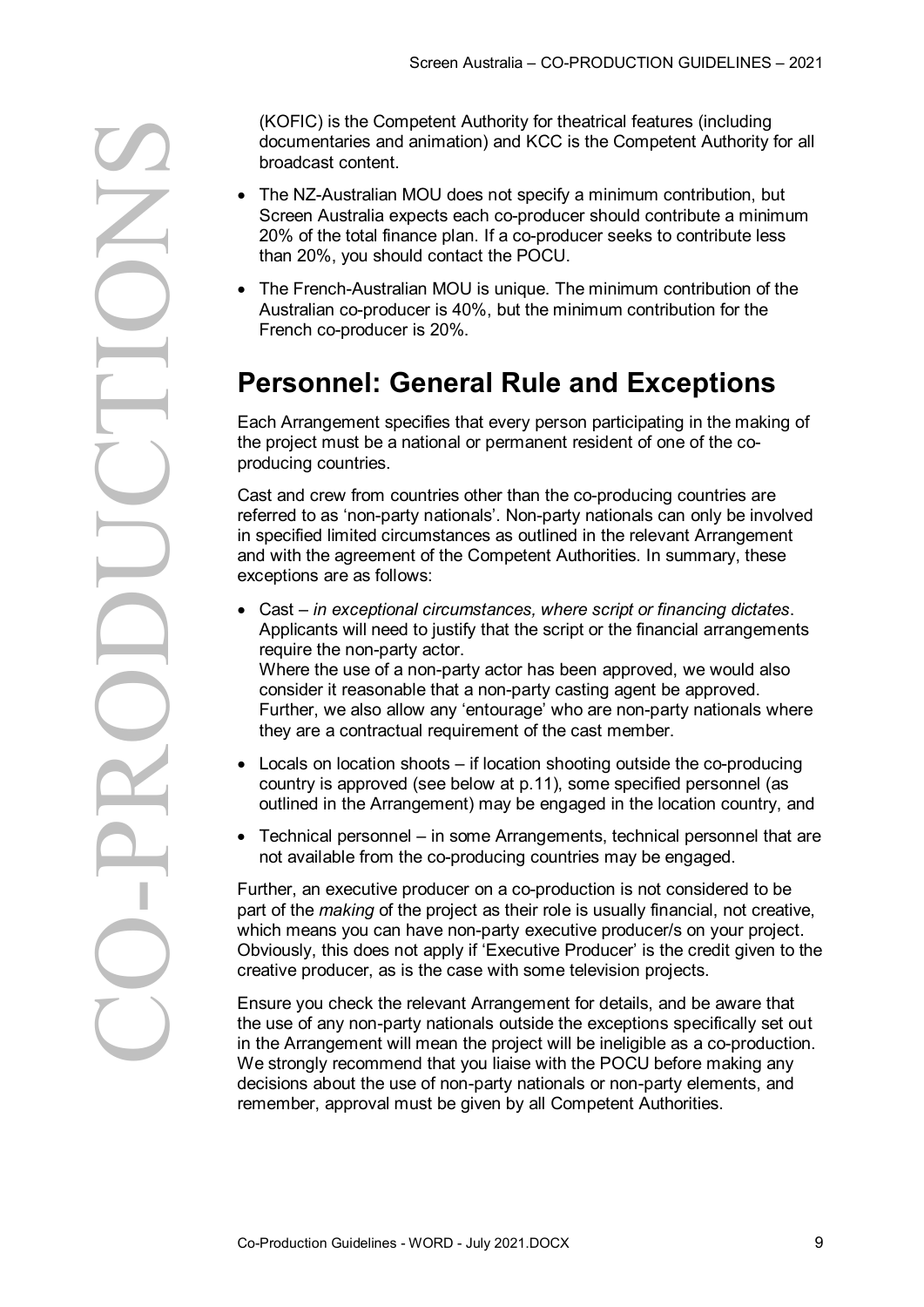(KOFIC) is the Competent Authority for theatrical features (including documentaries and animation) and KCC is the Competent Authority for all broadcast content.

- The NZ-Australian MOU does not specify a minimum contribution, but Screen Australia expects each co-producer should contribute a minimum 20% of the total finance plan. If a co-producer seeks to contribute less than 20%, you should contact the POCU.
- The French-Australian MOU is unique. The minimum contribution of the Australian co-producer is 40%, but the minimum contribution for the French co-producer is 20%.

## Personnel: General Rule and Exceptions

Each Arrangement specifies that every person participating in the making of the project must be a national or permanent resident of one of the co-producing countries.

Cast and crew from countries other than the co-producing countries are referred to as 'non-party nationals'. Non-party nationals can only be involved in specified limited circumstances as outlined in the relevant Arrangement and with the agreement of the Competent Authorities. In summary, these exceptions are as follows:

- Cast – *in exceptional circumstances, where script or financing dictates*. Applicants will need to justify that the script or the financial arrangements require the non-party actor.
  Where the use of a non-party actor has been approved, we would also consider it reasonable that a non-party casting agent be approved. Further, we also allow any 'entourage' who are non-party nationals where they are a contractual requirement of the cast member.
- Locals on location shoots – if location shooting outside the co-producing country is approved (see below at p.11), some specified personnel (as outlined in the Arrangement) may be engaged in the location country, and
- Technical personnel – in some Arrangements, technical personnel that are not available from the co-producing countries may be engaged.

Further, an executive producer on a co-production is not considered to be part of the *making* of the project as their role is usually financial, not creative, which means you can have non-party executive producer/s on your project. Obviously, this does not apply if 'Executive Producer' is the credit given to the creative producer, as is the case with some television projects.

Ensure you check the relevant Arrangement for details, and be aware that the use of any non-party nationals outside the exceptions specifically set out in the Arrangement will mean the project will be ineligible as a co-production. We strongly recommend that you liaise with the POCU before making any decisions about the use of non-party nationals or non-party elements, and remember, approval must be given by all Competent Authorities.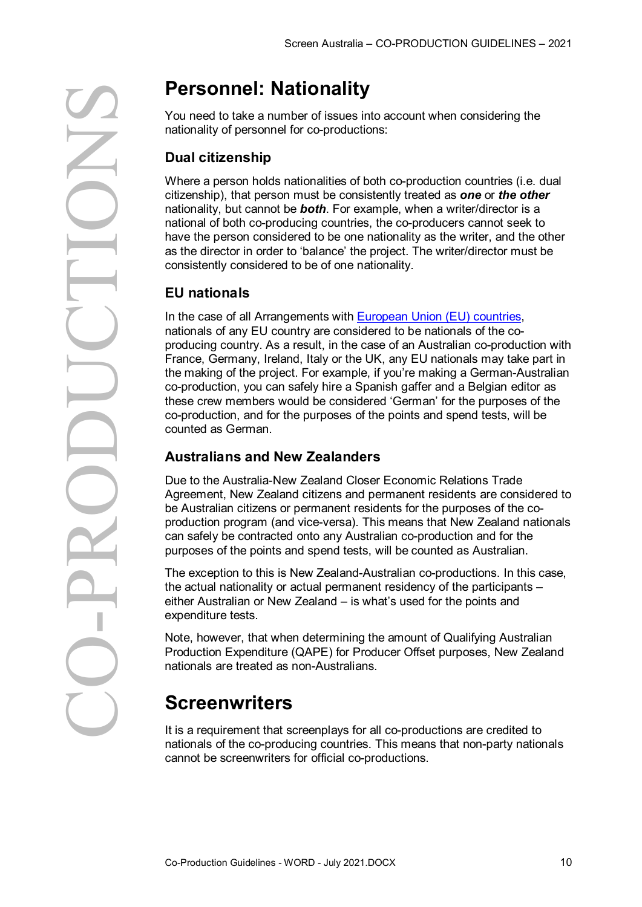# Personnel: Nationality

You need to take a number of issues into account when considering the nationality of personnel for co-productions:

## Dual citizenship

Where a person holds nationalities of both co-production countries (i.e. dual citizenship), that person must be consistently treated as ***one*** or ***the other*** nationality, but cannot be ***both***. For example, when a writer/director is a national of both co-producing countries, the co-producers cannot seek to have the person considered to be one nationality as the writer, and the other as the director in order to 'balance' the project. The writer/director must be consistently considered to be of one nationality.

## EU nationals

In the case of all Arrangements with European Union (EU) countries, nationals of any EU country are considered to be nationals of the co-producing country. As a result, in the case of an Australian co-production with France, Germany, Ireland, Italy or the UK, any EU nationals may take part in the making of the project. For example, if you're making a German-Australian co-production, you can safely hire a Spanish gaffer and a Belgian editor as these crew members would be considered 'German' for the purposes of the co-production, and for the purposes of the points and spend tests, will be counted as German.

## Australians and New Zealanders

Due to the Australia-New Zealand Closer Economic Relations Trade Agreement, New Zealand citizens and permanent residents are considered to be Australian citizens or permanent residents for the purposes of the co-production program (and vice-versa). This means that New Zealand nationals can safely be contracted onto any Australian co-production and for the purposes of the points and spend tests, will be counted as Australian.

The exception to this is New Zealand-Australian co-productions. In this case, the actual nationality or actual permanent residency of the participants – either Australian or New Zealand – is what's used for the points and expenditure tests.

Note, however, that when determining the amount of Qualifying Australian Production Expenditure (QAPE) for Producer Offset purposes, New Zealand nationals are treated as non-Australians.

# Screenwriters

It is a requirement that screenplays for all co-productions are credited to nationals of the co-producing countries. This means that non-party nationals cannot be screenwriters for official co-productions.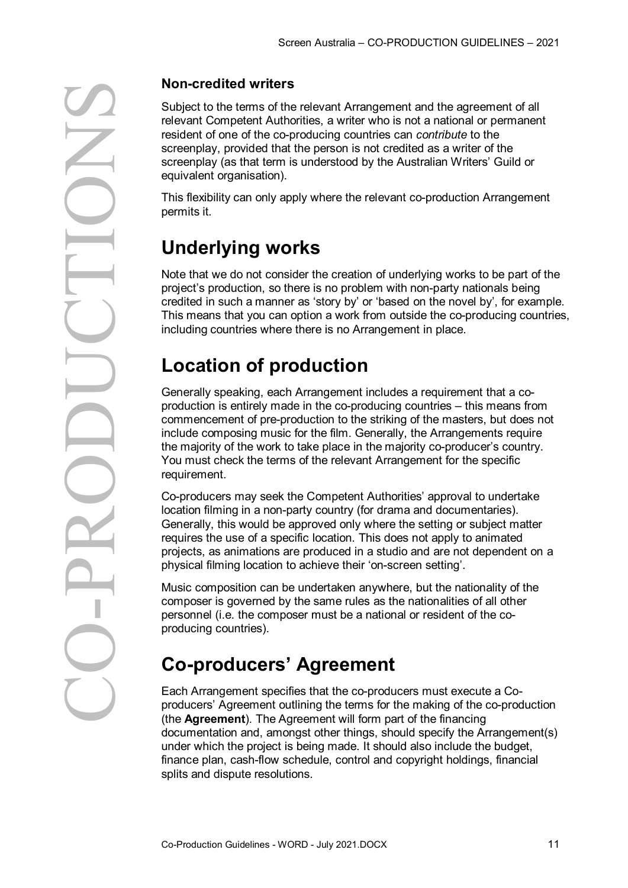### Non-credited writers

Subject to the terms of the relevant Arrangement and the agreement of all relevant Competent Authorities, a writer who is not a national or permanent resident of one of the co-producing countries can *contribute* to the screenplay, provided that the person is not credited as a writer of the screenplay (as that term is understood by the Australian Writers' Guild or equivalent organisation).

This flexibility can only apply where the relevant co-production Arrangement permits it.

## Underlying works

Note that we do not consider the creation of underlying works to be part of the project's production, so there is no problem with non-party nationals being credited in such a manner as 'story by' or 'based on the novel by', for example. This means that you can option a work from outside the co-producing countries, including countries where there is no Arrangement in place.

## Location of production

Generally speaking, each Arrangement includes a requirement that a co-production is entirely made in the co-producing countries – this means from commencement of pre-production to the striking of the masters, but does not include composing music for the film. Generally, the Arrangements require the majority of the work to take place in the majority co-producer's country. You must check the terms of the relevant Arrangement for the specific requirement.

Co-producers may seek the Competent Authorities' approval to undertake location filming in a non-party country (for drama and documentaries). Generally, this would be approved only where the setting or subject matter requires the use of a specific location. This does not apply to animated projects, as animations are produced in a studio and are not dependent on a physical filming location to achieve their 'on-screen setting'.

Music composition can be undertaken anywhere, but the nationality of the composer is governed by the same rules as the nationalities of all other personnel (i.e. the composer must be a national or resident of the co-producing countries).

## Co-producers' Agreement

Each Arrangement specifies that the co-producers must execute a Co-producers' Agreement outlining the terms for the making of the co-production (the **Agreement**). The Agreement will form part of the financing documentation and, amongst other things, should specify the Arrangement(s) under which the project is being made. It should also include the budget, finance plan, cash-flow schedule, control and copyright holdings, financial splits and dispute resolutions.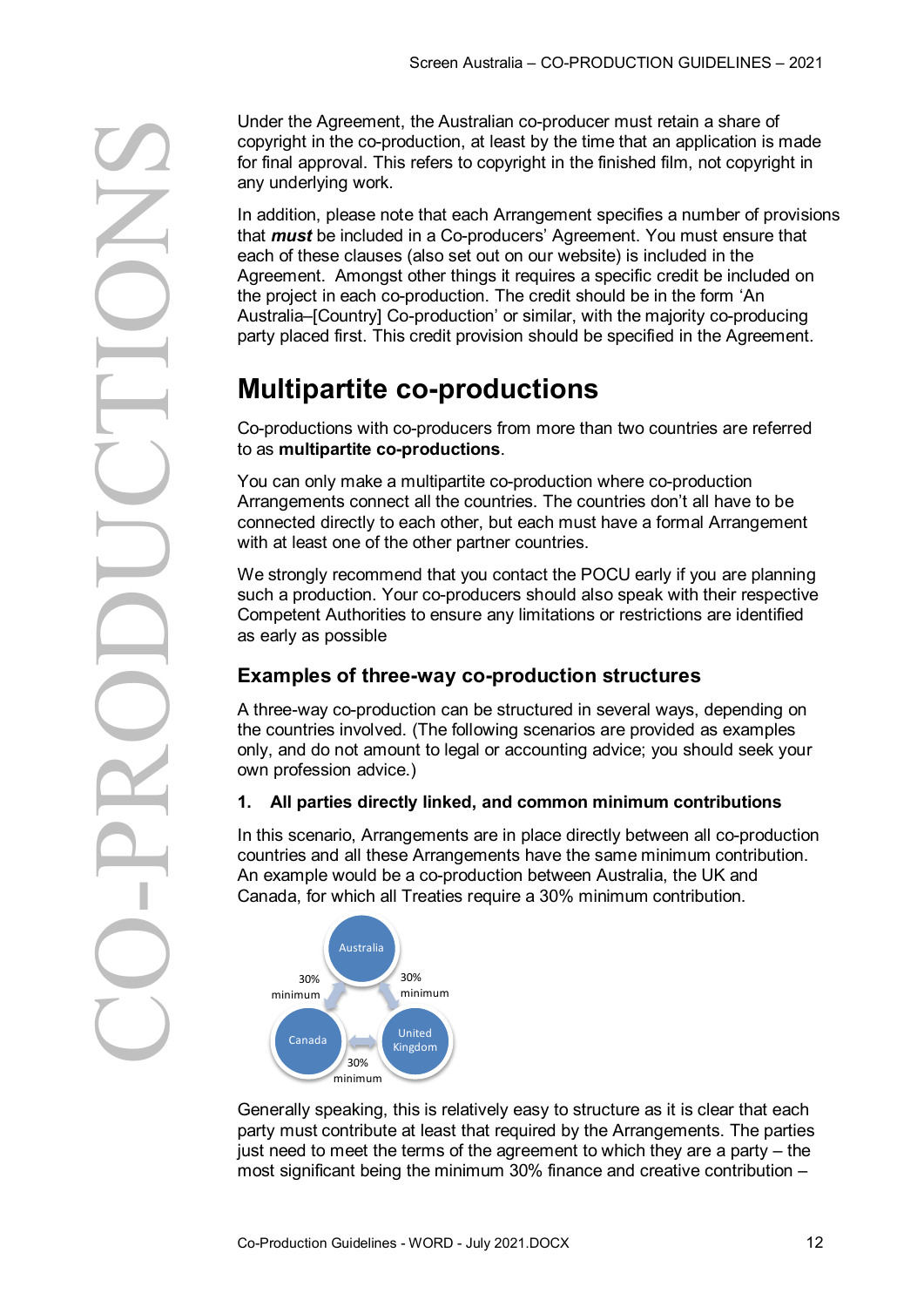Under the Agreement, the Australian co-producer must retain a share of copyright in the co-production, at least by the time that an application is made for final approval. This refers to copyright in the finished film, not copyright in any underlying work.

In addition, please note that each Arrangement specifies a number of provisions that ***must*** be included in a Co-producers' Agreement. You must ensure that each of these clauses (also set out on our website) is included in the Agreement. Amongst other things it requires a specific credit be included on the project in each co-production. The credit should be in the form 'An Australia–[Country] Co-production' or similar, with the majority co-producing party placed first. This credit provision should be specified in the Agreement.

## Multipartite co-productions

Co-productions with co-producers from more than two countries are referred to as **multipartite co-productions**.

You can only make a multipartite co-production where co-production Arrangements connect all the countries. The countries don't all have to be connected directly to each other, but each must have a formal Arrangement with at least one of the other partner countries.

We strongly recommend that you contact the POCU early if you are planning such a production. Your co-producers should also speak with their respective Competent Authorities to ensure any limitations or restrictions are identified as early as possible

### Examples of three-way co-production structures

A three-way co-production can be structured in several ways, depending on the countries involved. (The following scenarios are provided as examples only, and do not amount to legal or accounting advice; you should seek your own profession advice.)

#### 1. All parties directly linked, and common minimum contributions

In this scenario, Arrangements are in place directly between all co-production countries and all these Arrangements have the same minimum contribution. An example would be a co-production between Australia, the UK and Canada, for which all Treaties require a 30% minimum contribution.

Australia

30% minimum

30% minimum

Canada

United Kingdom

30% minimum

Generally speaking, this is relatively easy to structure as it is clear that each party must contribute at least that required by the Arrangements. The parties just need to meet the terms of the agreement to which they are a party – the most significant being the minimum 30% finance and creative contribution –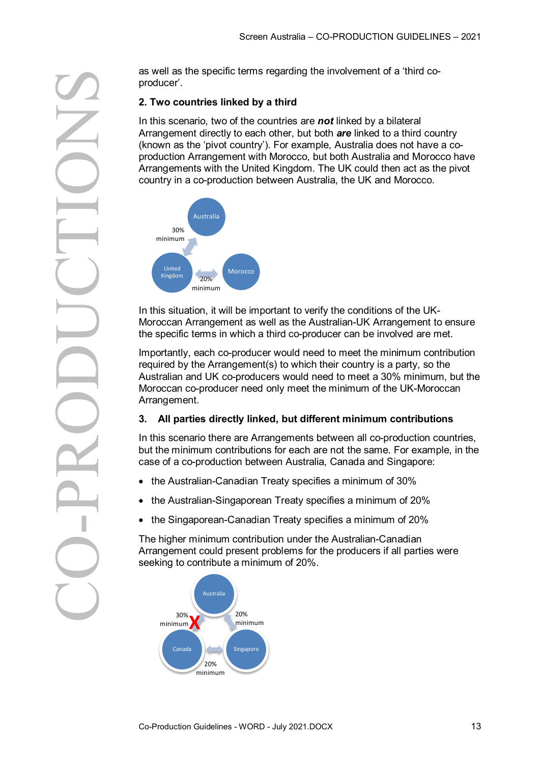as well as the specific terms regarding the involvement of a 'third co-producer'.

**2. Two countries linked by a third**

In this scenario, two of the countries are ***not*** linked by a bilateral Arrangement directly to each other, but both ***are*** linked to a third country (known as the 'pivot country'). For example, Australia does not have a co-production Arrangement with Morocco, but both Australia and Morocco have Arrangements with the United Kingdom. The UK could then act as the pivot country in a co-production between Australia, the UK and Morocco.

Australia
30% minimum
United Kingdom
Morocco
20% minimum

In this situation, it will be important to verify the conditions of the UK-Moroccan Arrangement as well as the Australian-UK Arrangement to ensure the specific terms in which a third co-producer can be involved are met.

Importantly, each co-producer would need to meet the minimum contribution required by the Arrangement(s) to which their country is a party, so the Australian and UK co-producers would need to meet a 30% minimum, but the Moroccan co-producer need only meet the minimum of the UK-Moroccan Arrangement.

**3. All parties directly linked, but different minimum contributions**

In this scenario there are Arrangements between all co-production countries, but the minimum contributions for each are not the same. For example, in the case of a co-production between Australia, Canada and Singapore:

- the Australian-Canadian Treaty specifies a minimum of 30%
- the Australian-Singaporean Treaty specifies a minimum of 20%
- the Singaporean-Canadian Treaty specifies a minimum of 20%

The higher minimum contribution under the Australian-Canadian Arrangement could present problems for the producers if all parties were seeking to contribute a minimum of 20%.

Australia
30% minimum X
20% minimum
Canada
Singapore
20% minimum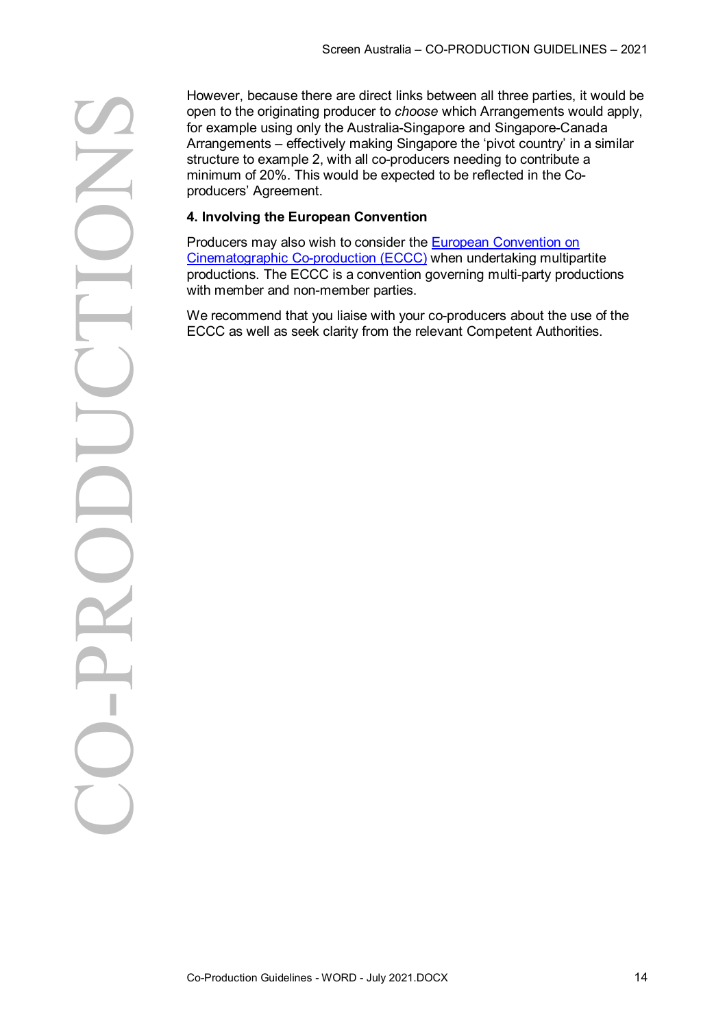However, because there are direct links between all three parties, it would be open to the originating producer to *choose* which Arrangements would apply, for example using only the Australia-Singapore and Singapore-Canada Arrangements – effectively making Singapore the 'pivot country' in a similar structure to example 2, with all co-producers needing to contribute a minimum of 20%. This would be expected to be reflected in the Co-producers' Agreement.

**4. Involving the European Convention**

Producers may also wish to consider the European Convention on Cinematographic Co-production (ECCC) when undertaking multipartite productions. The ECCC is a convention governing multi-party productions with member and non-member parties.

We recommend that you liaise with your co-producers about the use of the ECCC as well as seek clarity from the relevant Competent Authorities.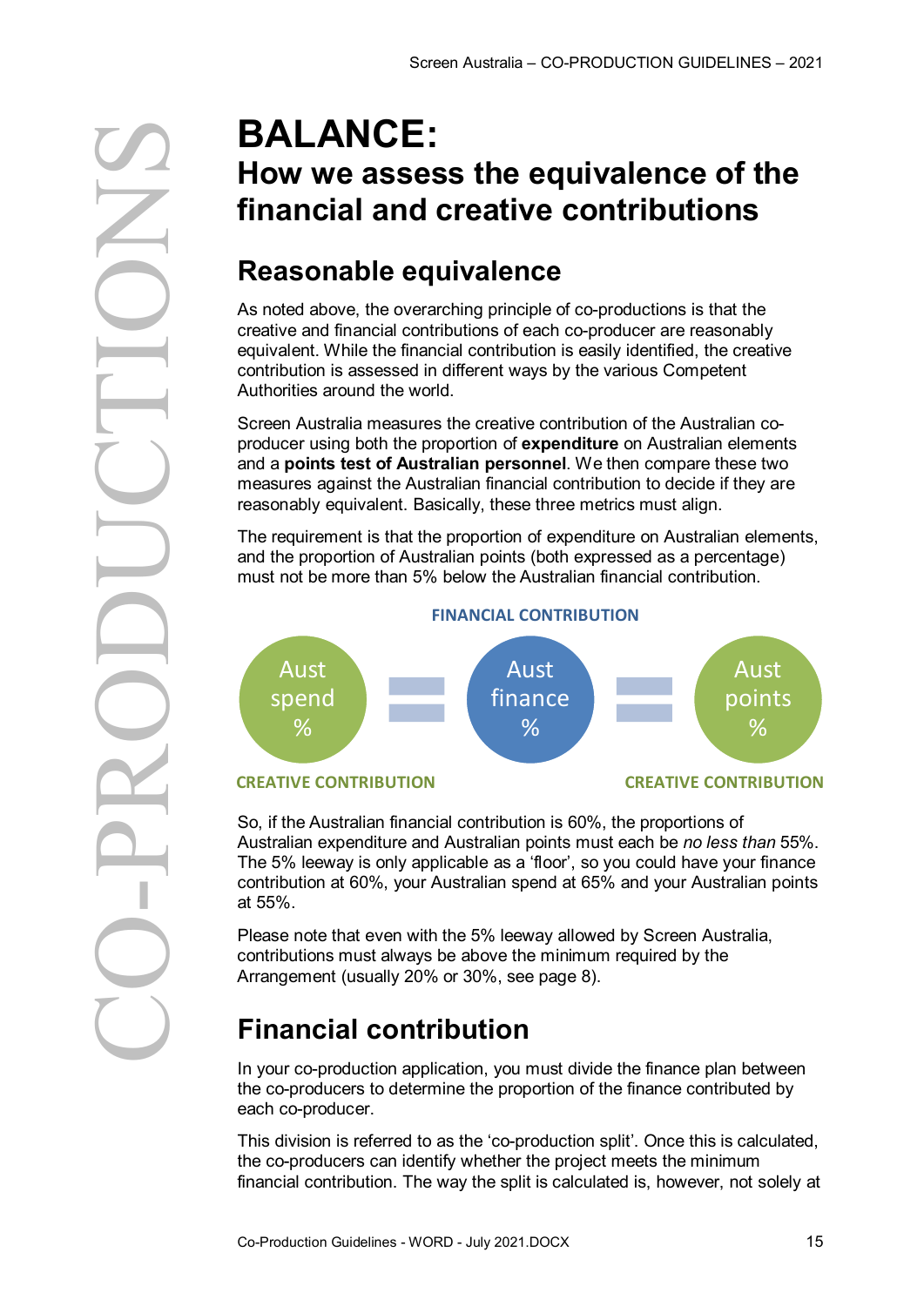# BALANCE:

## How we assess the equivalence of the financial and creative contributions

## Reasonable equivalence

As noted above, the overarching principle of co-productions is that the creative and financial contributions of each co-producer are reasonably equivalent. While the financial contribution is easily identified, the creative contribution is assessed in different ways by the various Competent Authorities around the world.

Screen Australia measures the creative contribution of the Australian co-producer using both the proportion of **expenditure** on Australian elements and a **points test of Australian personnel**. We then compare these two measures against the Australian financial contribution to decide if they are reasonably equivalent. Basically, these three metrics must align.

The requirement is that the proportion of expenditure on Australian elements, and the proportion of Australian points (both expressed as a percentage) must not be more than 5% below the Australian financial contribution.

FINANCIAL CONTRIBUTION

Aust spend % = Aust finance % = Aust points %

CREATIVE CONTRIBUTION

CREATIVE CONTRIBUTION

So, if the Australian financial contribution is 60%, the proportions of Australian expenditure and Australian points must each be *no less than* 55%. The 5% leeway is only applicable as a 'floor', so you could have your finance contribution at 60%, your Australian spend at 65% and your Australian points at 55%.

Please note that even with the 5% leeway allowed by Screen Australia, contributions must always be above the minimum required by the Arrangement (usually 20% or 30%, see page 8).

## Financial contribution

In your co-production application, you must divide the finance plan between the co-producers to determine the proportion of the finance contributed by each co-producer.

This division is referred to as the 'co-production split'. Once this is calculated, the co-producers can identify whether the project meets the minimum financial contribution. The way the split is calculated is, however, not solely at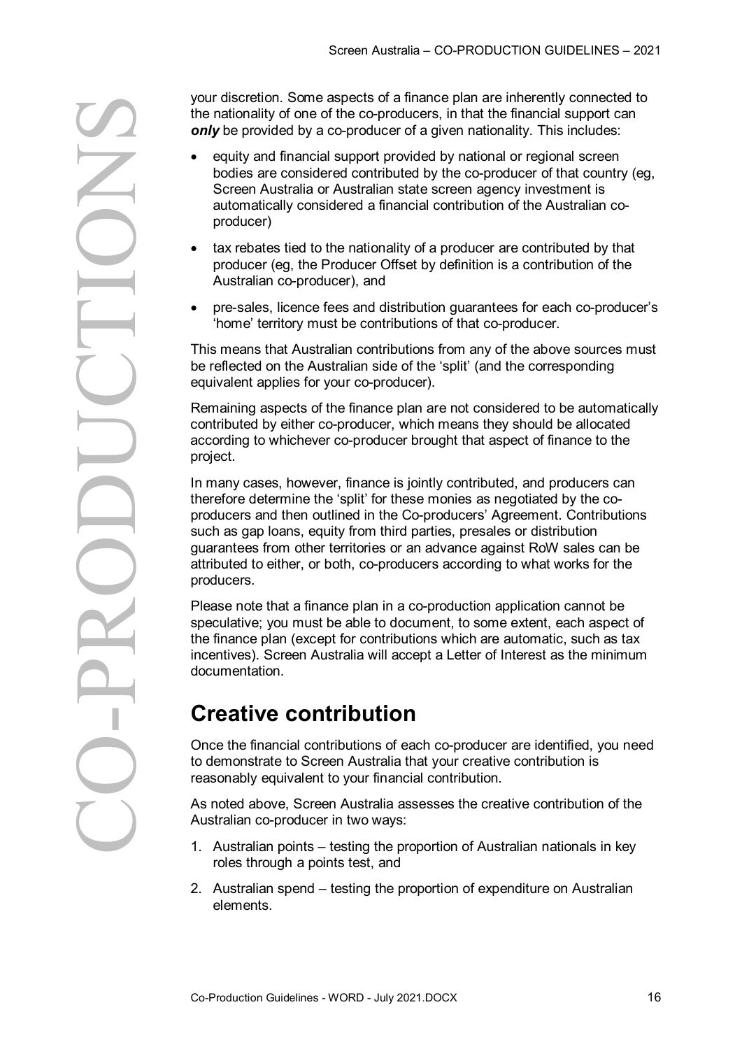your discretion. Some aspects of a finance plan are inherently connected to the nationality of one of the co-producers, in that the financial support can ***only*** be provided by a co-producer of a given nationality. This includes:

- equity and financial support provided by national or regional screen bodies are considered contributed by the co-producer of that country (eg, Screen Australia or Australian state screen agency investment is automatically considered a financial contribution of the Australian co-producer)
- tax rebates tied to the nationality of a producer are contributed by that producer (eg, the Producer Offset by definition is a contribution of the Australian co-producer), and
- pre-sales, licence fees and distribution guarantees for each co-producer's 'home' territory must be contributions of that co-producer.

This means that Australian contributions from any of the above sources must be reflected on the Australian side of the 'split' (and the corresponding equivalent applies for your co-producer).

Remaining aspects of the finance plan are not considered to be automatically contributed by either co-producer, which means they should be allocated according to whichever co-producer brought that aspect of finance to the project.

In many cases, however, finance is jointly contributed, and producers can therefore determine the 'split' for these monies as negotiated by the co-producers and then outlined in the Co-producers' Agreement. Contributions such as gap loans, equity from third parties, presales or distribution guarantees from other territories or an advance against RoW sales can be attributed to either, or both, co-producers according to what works for the producers.

Please note that a finance plan in a co-production application cannot be speculative; you must be able to document, to some extent, each aspect of the finance plan (except for contributions which are automatic, such as tax incentives). Screen Australia will accept a Letter of Interest as the minimum documentation.

## Creative contribution

Once the financial contributions of each co-producer are identified, you need to demonstrate to Screen Australia that your creative contribution is reasonably equivalent to your financial contribution.

As noted above, Screen Australia assesses the creative contribution of the Australian co-producer in two ways:

1. Australian points – testing the proportion of Australian nationals in key roles through a points test, and
2. Australian spend – testing the proportion of expenditure on Australian elements.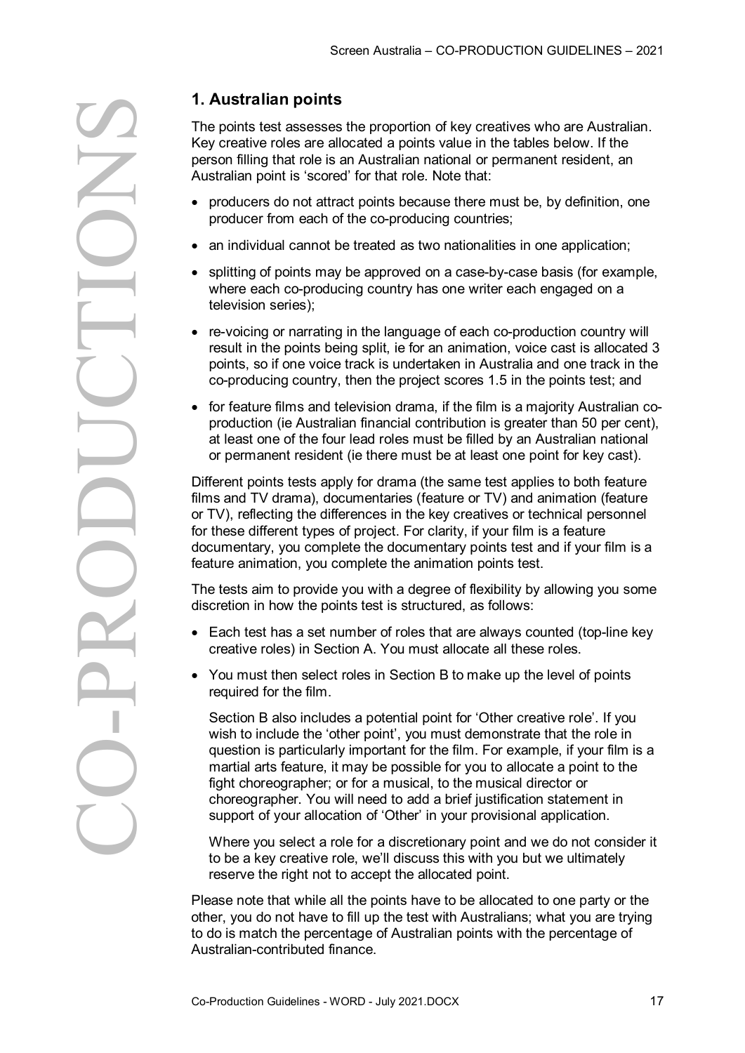## 1. Australian points

The points test assesses the proportion of key creatives who are Australian. Key creative roles are allocated a points value in the tables below. If the person filling that role is an Australian national or permanent resident, an Australian point is 'scored' for that role. Note that:

- producers do not attract points because there must be, by definition, one producer from each of the co-producing countries;
- an individual cannot be treated as two nationalities in one application;
- splitting of points may be approved on a case-by-case basis (for example, where each co-producing country has one writer each engaged on a television series);
- re-voicing or narrating in the language of each co-production country will result in the points being split, ie for an animation, voice cast is allocated 3 points, so if one voice track is undertaken in Australia and one track in the co-producing country, then the project scores 1.5 in the points test; and
- for feature films and television drama, if the film is a majority Australian co-production (ie Australian financial contribution is greater than 50 per cent), at least one of the four lead roles must be filled by an Australian national or permanent resident (ie there must be at least one point for key cast).

Different points tests apply for drama (the same test applies to both feature films and TV drama), documentaries (feature or TV) and animation (feature or TV), reflecting the differences in the key creatives or technical personnel for these different types of project. For clarity, if your film is a feature documentary, you complete the documentary points test and if your film is a feature animation, you complete the animation points test.

The tests aim to provide you with a degree of flexibility by allowing you some discretion in how the points test is structured, as follows:

- Each test has a set number of roles that are always counted (top-line key creative roles) in Section A. You must allocate all these roles.
- You must then select roles in Section B to make up the level of points required for the film.

  Section B also includes a potential point for 'Other creative role'. If you wish to include the 'other point', you must demonstrate that the role in question is particularly important for the film. For example, if your film is a martial arts feature, it may be possible for you to allocate a point to the fight choreographer; or for a musical, to the musical director or choreographer. You will need to add a brief justification statement in support of your allocation of 'Other' in your provisional application.

  Where you select a role for a discretionary point and we do not consider it to be a key creative role, we'll discuss this with you but we ultimately reserve the right not to accept the allocated point.

Please note that while all the points have to be allocated to one party or the other, you do not have to fill up the test with Australians; what you are trying to do is match the percentage of Australian points with the percentage of Australian-contributed finance.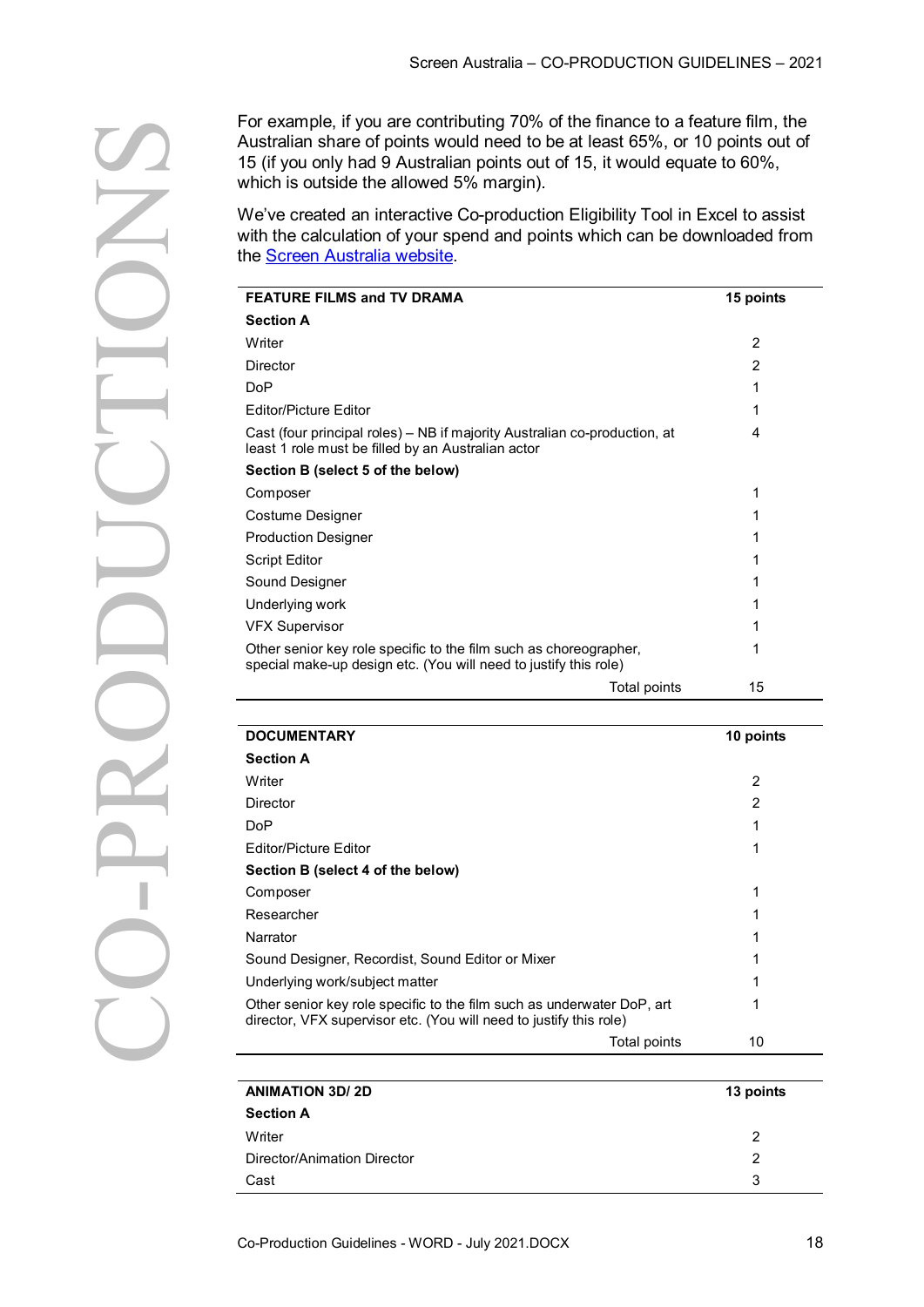For example, if you are contributing 70% of the finance to a feature film, the Australian share of points would need to be at least 65%, or 10 points out of 15 (if you only had 9 Australian points out of 15, it would equate to 60%, which is outside the allowed 5% margin).

We've created an interactive Co-production Eligibility Tool in Excel to assist with the calculation of your spend and points which can be downloaded from the Screen Australia website.

| **FEATURE FILMS and TV DRAMA** | **15 points** |
|---|---|
| **Section A** | |
| Writer | 2 |
| Director | 2 |
| DoP | 1 |
| Editor/Picture Editor | 1 |
| Cast (four principal roles) – NB if majority Australian co-production, at least 1 role must be filled by an Australian actor | 4 |
| **Section B (select 5 of the below)** | |
| Composer | 1 |
| Costume Designer | 1 |
| Production Designer | 1 |
| Script Editor | 1 |
| Sound Designer | 1 |
| Underlying work | 1 |
| VFX Supervisor | 1 |
| Other senior key role specific to the film such as choreographer, special make-up design etc. (You will need to justify this role) | 1 |
| Total points | 15 |

| **DOCUMENTARY** | **10 points** |
|---|---|
| **Section A** | |
| Writer | 2 |
| Director | 2 |
| DoP | 1 |
| Editor/Picture Editor | 1 |
| **Section B (select 4 of the below)** | |
| Composer | 1 |
| Researcher | 1 |
| Narrator | 1 |
| Sound Designer, Recordist, Sound Editor or Mixer | 1 |
| Underlying work/subject matter | 1 |
| Other senior key role specific to the film such as underwater DoP, art director, VFX supervisor etc. (You will need to justify this role) | 1 |
| Total points | 10 |

| **ANIMATION 3D/ 2D** | **13 points** |
|---|---|
| **Section A** | |
| Writer | 2 |
| Director/Animation Director | 2 |
| Cast | 3 |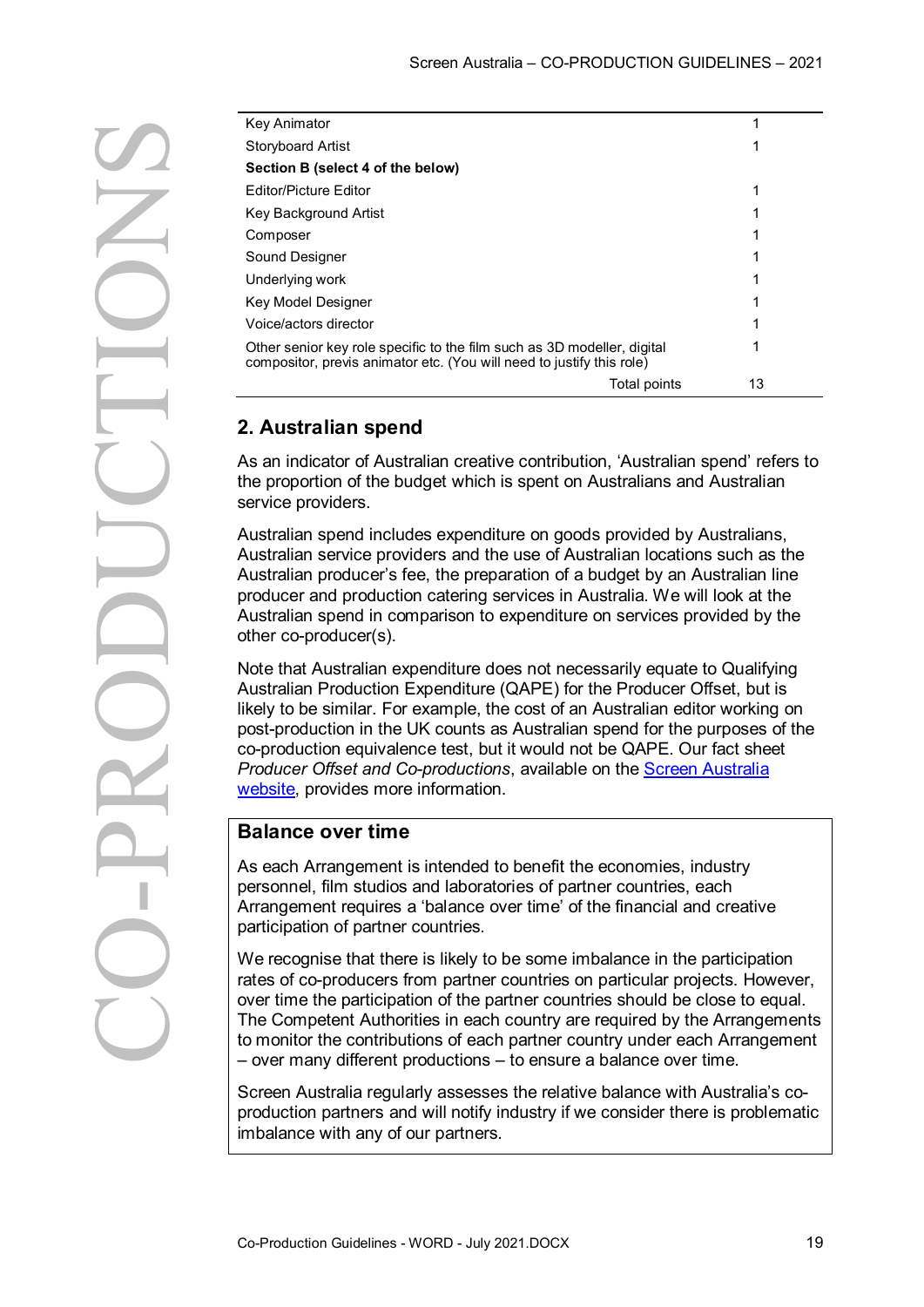| | |
|---|---|
| Key Animator | 1 |
| Storyboard Artist | 1 |
| **Section B (select 4 of the below)** | |
| Editor/Picture Editor | 1 |
| Key Background Artist | 1 |
| Composer | 1 |
| Sound Designer | 1 |
| Underlying work | 1 |
| Key Model Designer | 1 |
| Voice/actors director | 1 |
| Other senior key role specific to the film such as 3D modeller, digital compositor, previs animator etc. (You will need to justify this role) | 1 |
| Total points | 13 |

## 2. Australian spend

As an indicator of Australian creative contribution, 'Australian spend' refers to the proportion of the budget which is spent on Australians and Australian service providers.

Australian spend includes expenditure on goods provided by Australians, Australian service providers and the use of Australian locations such as the Australian producer's fee, the preparation of a budget by an Australian line producer and production catering services in Australia. We will look at the Australian spend in comparison to expenditure on services provided by the other co-producer(s).

Note that Australian expenditure does not necessarily equate to Qualifying Australian Production Expenditure (QAPE) for the Producer Offset, but is likely to be similar. For example, the cost of an Australian editor working on post-production in the UK counts as Australian spend for the purposes of the co-production equivalence test, but it would not be QAPE. Our fact sheet *Producer Offset and Co-productions*, available on the Screen Australia website, provides more information.

### Balance over time

As each Arrangement is intended to benefit the economies, industry personnel, film studios and laboratories of partner countries, each Arrangement requires a 'balance over time' of the financial and creative participation of partner countries.

We recognise that there is likely to be some imbalance in the participation rates of co-producers from partner countries on particular projects. However, over time the participation of the partner countries should be close to equal. The Competent Authorities in each country are required by the Arrangements to monitor the contributions of each partner country under each Arrangement – over many different productions – to ensure a balance over time.

Screen Australia regularly assesses the relative balance with Australia's co-production partners and will notify industry if we consider there is problematic imbalance with any of our partners.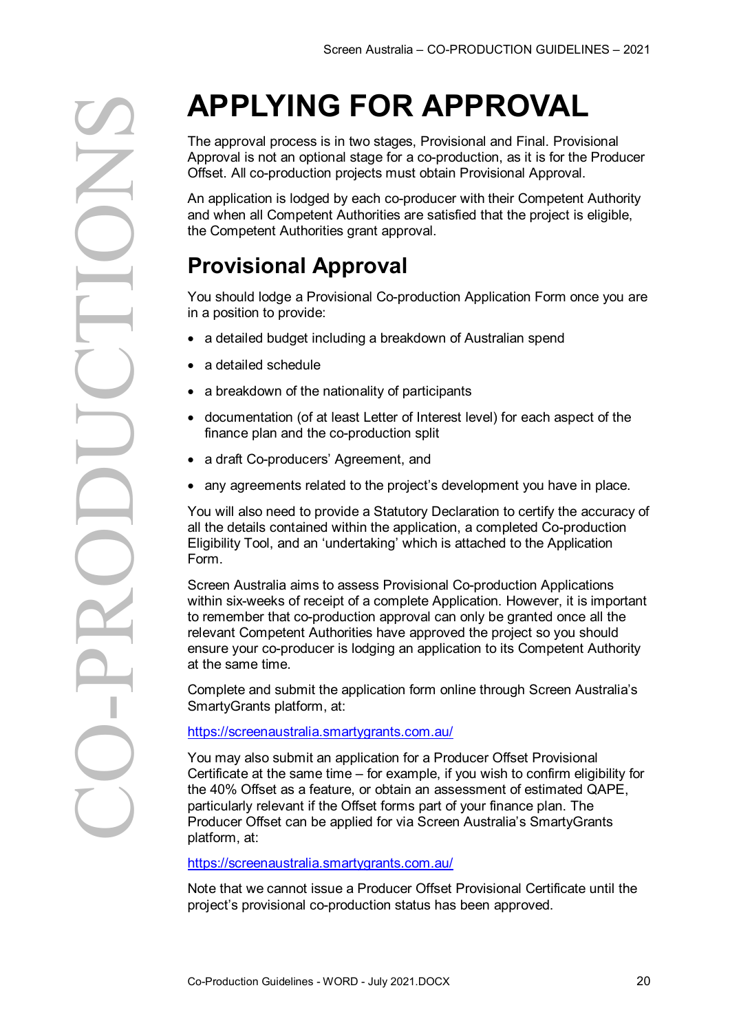# APPLYING FOR APPROVAL

The approval process is in two stages, Provisional and Final. Provisional Approval is not an optional stage for a co-production, as it is for the Producer Offset. All co-production projects must obtain Provisional Approval.

An application is lodged by each co-producer with their Competent Authority and when all Competent Authorities are satisfied that the project is eligible, the Competent Authorities grant approval.

## Provisional Approval

You should lodge a Provisional Co-production Application Form once you are in a position to provide:

- a detailed budget including a breakdown of Australian spend
- a detailed schedule
- a breakdown of the nationality of participants
- documentation (of at least Letter of Interest level) for each aspect of the finance plan and the co-production split
- a draft Co-producers' Agreement, and
- any agreements related to the project's development you have in place.

You will also need to provide a Statutory Declaration to certify the accuracy of all the details contained within the application, a completed Co-production Eligibility Tool, and an 'undertaking' which is attached to the Application Form.

Screen Australia aims to assess Provisional Co-production Applications within six-weeks of receipt of a complete Application. However, it is important to remember that co-production approval can only be granted once all the relevant Competent Authorities have approved the project so you should ensure your co-producer is lodging an application to its Competent Authority at the same time.

Complete and submit the application form online through Screen Australia's SmartyGrants platform, at:

https://screenaustralia.smartygrants.com.au/

You may also submit an application for a Producer Offset Provisional Certificate at the same time – for example, if you wish to confirm eligibility for the 40% Offset as a feature, or obtain an assessment of estimated QAPE, particularly relevant if the Offset forms part of your finance plan. The Producer Offset can be applied for via Screen Australia's SmartyGrants platform, at:

https://screenaustralia.smartygrants.com.au/

Note that we cannot issue a Producer Offset Provisional Certificate until the project's provisional co-production status has been approved.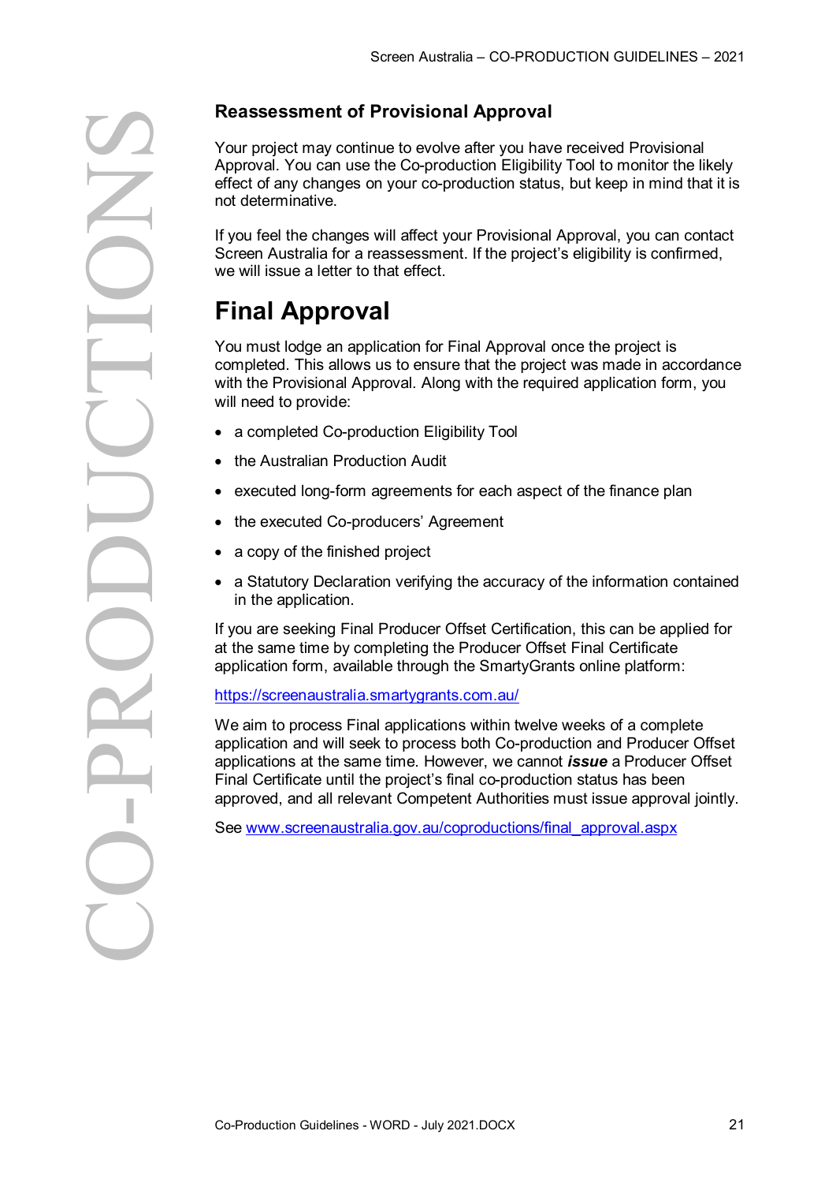### Reassessment of Provisional Approval

Your project may continue to evolve after you have received Provisional Approval. You can use the Co-production Eligibility Tool to monitor the likely effect of any changes on your co-production status, but keep in mind that it is not determinative.

If you feel the changes will affect your Provisional Approval, you can contact Screen Australia for a reassessment. If the project's eligibility is confirmed, we will issue a letter to that effect.

## Final Approval

You must lodge an application for Final Approval once the project is completed. This allows us to ensure that the project was made in accordance with the Provisional Approval. Along with the required application form, you will need to provide:

- a completed Co-production Eligibility Tool
- the Australian Production Audit
- executed long-form agreements for each aspect of the finance plan
- the executed Co-producers' Agreement
- a copy of the finished project
- a Statutory Declaration verifying the accuracy of the information contained in the application.

If you are seeking Final Producer Offset Certification, this can be applied for at the same time by completing the Producer Offset Final Certificate application form, available through the SmartyGrants online platform:

https://screenaustralia.smartygrants.com.au/

We aim to process Final applications within twelve weeks of a complete application and will seek to process both Co-production and Producer Offset applications at the same time. However, we cannot ***issue*** a Producer Offset Final Certificate until the project's final co-production status has been approved, and all relevant Competent Authorities must issue approval jointly.

See www.screenaustralia.gov.au/coproductions/final_approval.aspx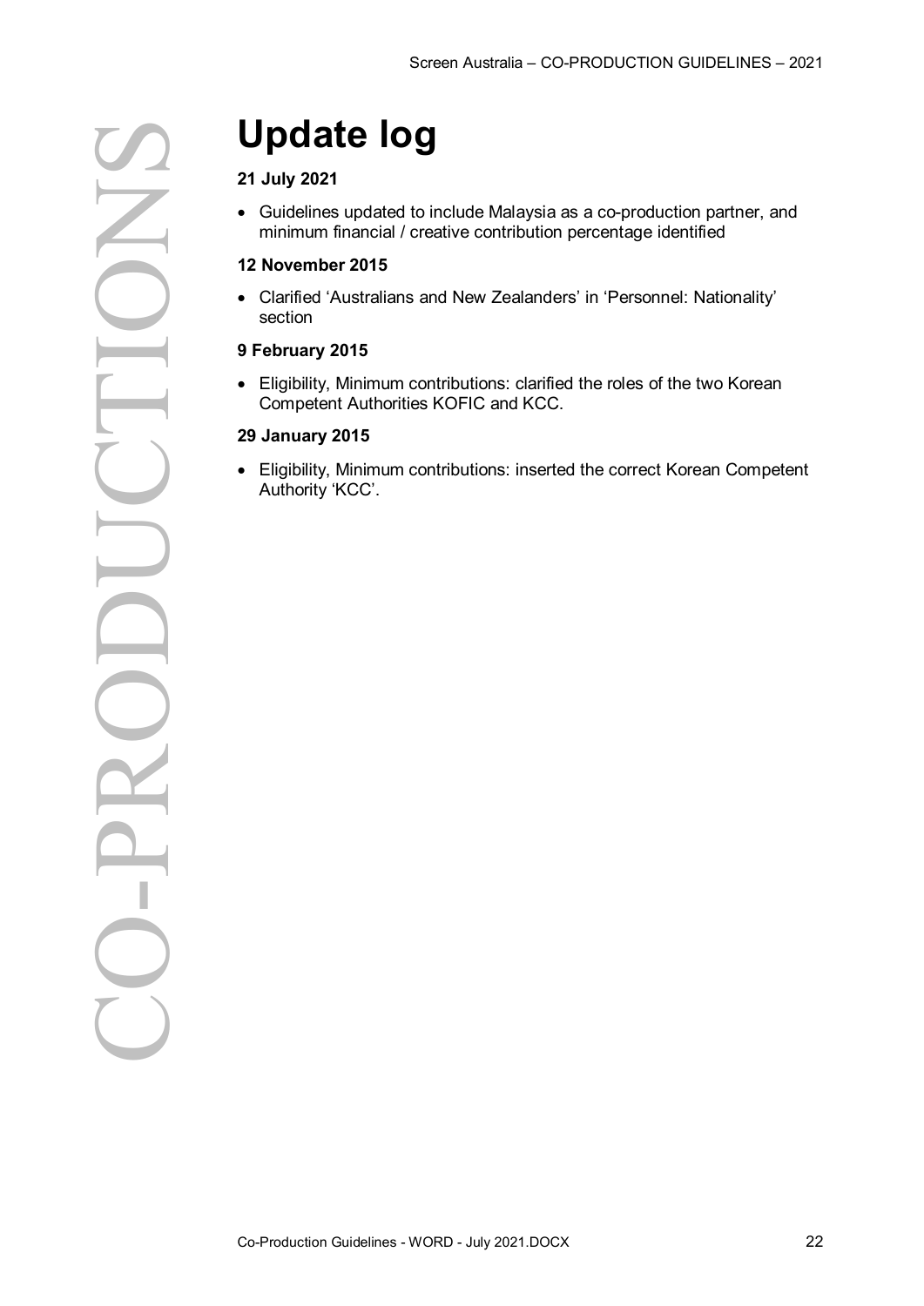# Update log

**21 July 2021**

- Guidelines updated to include Malaysia as a co-production partner, and minimum financial / creative contribution percentage identified

**12 November 2015**

- Clarified 'Australians and New Zealanders' in 'Personnel: Nationality' section

**9 February 2015**

- Eligibility, Minimum contributions: clarified the roles of the two Korean Competent Authorities KOFIC and KCC.

**29 January 2015**

- Eligibility, Minimum contributions: inserted the correct Korean Competent Authority 'KCC'.